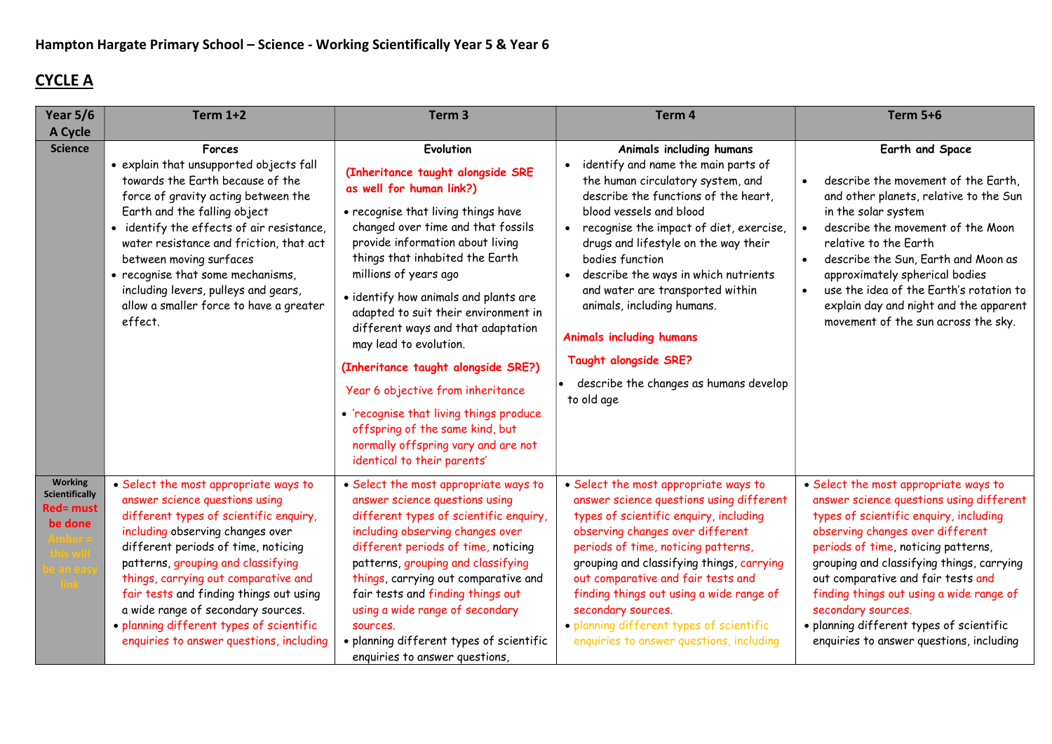**Hampton Hargate Primary School – Science - Working Scientifically Year 5 & Year 6**

## CYCLE A

| Year 5/6 A Cycle | Term 1+2 | Term 3 | Term 4 | Term 5+6 |
|---|---|---|---|---|
| Science | **Forces**<br>• explain that unsupported objects fall towards the Earth because of the force of gravity acting between the Earth and the falling object<br>• identify the effects of air resistance, water resistance and friction, that act between moving surfaces<br>• recognise that some mechanisms, including levers, pulleys and gears, allow a smaller force to have a greater effect. | **Evolution**<br>**(Inheritance taught alongside SRE as well for human link?)**<br>• recognise that living things have changed over time and that fossils provide information about living things that inhabited the Earth millions of years ago<br>• identify how animals and plants are adapted to suit their environment in different ways and that adaptation may lead to evolution.<br>**(Inheritance taught alongside SRE?)**<br>Year 6 objective from inheritance<br>• 'recognise that living things produce offspring of the same kind, but normally offspring vary and are not identical to their parents' | **Animals including humans**<br>• identify and name the main parts of the human circulatory system, and describe the functions of the heart, blood vessels and blood<br>• recognise the impact of diet, exercise, drugs and lifestyle on the way their bodies function<br>• describe the ways in which nutrients and water are transported within animals, including humans.<br>**Animals including humans**<br>**Taught alongside SRE?**<br>• describe the changes as humans develop to old age | **Earth and Space**<br>• describe the movement of the Earth, and other planets, relative to the Sun in the solar system<br>• describe the movement of the Moon relative to the Earth<br>• describe the Sun, Earth and Moon as approximately spherical bodies<br>• use the idea of the Earth's rotation to explain day and night and the apparent movement of the sun across the sky. |
| Working Scientifically<br>**Red= must be done**<br>**Amber = this will be an easy link** | • Select the most appropriate ways to answer science questions using different types of scientific enquiry, including observing changes over different periods of time, noticing patterns, grouping and classifying things, carrying out comparative and fair tests and finding things out using a wide range of secondary sources.<br>• planning different types of scientific enquiries to answer questions, including | • Select the most appropriate ways to answer science questions using different types of scientific enquiry, including observing changes over different periods of time, noticing patterns, grouping and classifying things, carrying out comparative and fair tests and finding things out using a wide range of secondary sources.<br>• planning different types of scientific enquiries to answer questions, | • Select the most appropriate ways to answer science questions using different types of scientific enquiry, including observing changes over different periods of time, noticing patterns, grouping and classifying things, carrying out comparative and fair tests and finding things out using a wide range of secondary sources.<br>• planning different types of scientific enquiries to answer questions, including | • Select the most appropriate ways to answer science questions using different types of scientific enquiry, including observing changes over different periods of time, noticing patterns, grouping and classifying things, carrying out comparative and fair tests and finding things out using a wide range of secondary sources.<br>• planning different types of scientific enquiries to answer questions, including |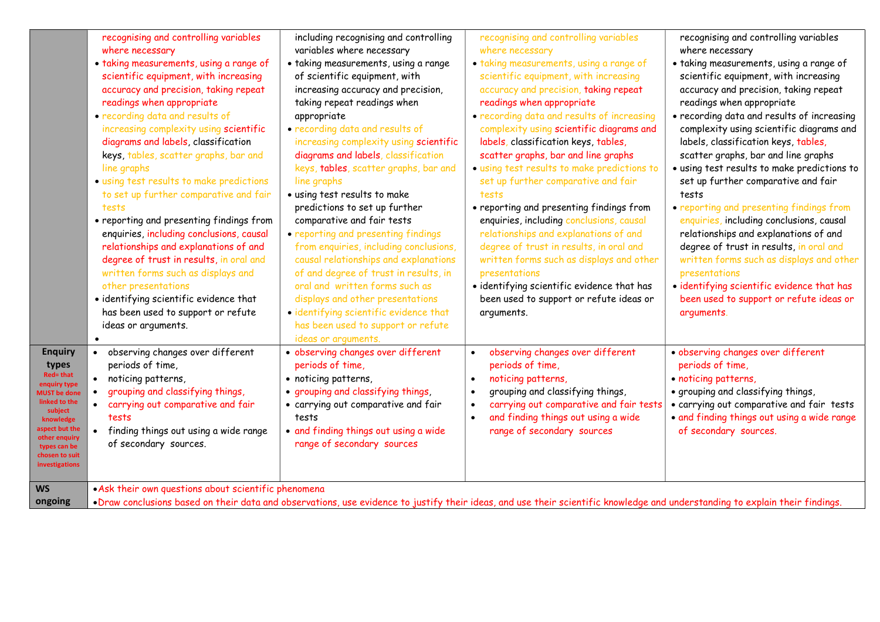| | | | | |
|---|---|---|---|---|
| | recognising and controlling variables where necessary<br>• taking measurements, using a range of scientific equipment, with increasing accuracy and precision, taking repeat readings when appropriate<br>• recording data and results of increasing complexity using scientific diagrams and labels, classification keys, tables, scatter graphs, bar and line graphs<br>• using test results to make predictions to set up further comparative and fair tests<br>• reporting and presenting findings from enquiries, including conclusions, causal relationships and explanations of and degree of trust in results, in oral and written forms such as displays and other presentations<br>• identifying scientific evidence that has been used to support or refute ideas or arguments.<br>• | including recognising and controlling variables where necessary<br>• taking measurements, using a range of scientific equipment, with increasing accuracy and precision, taking repeat readings when appropriate<br>• recording data and results of increasing complexity using scientific diagrams and labels, classification keys, tables, scatter graphs, bar and line graphs<br>• using test results to make predictions to set up further comparative and fair tests<br>• reporting and presenting findings from enquiries, including conclusions, causal relationships and explanations of and degree of trust in results, in oral and written forms such as displays and other presentations<br>• identifying scientific evidence that has been used to support or refute ideas or arguments. | recognising and controlling variables where necessary<br>• taking measurements, using a range of scientific equipment, with increasing accuracy and precision, taking repeat readings when appropriate<br>• recording data and results of increasing complexity using scientific diagrams and labels, classification keys, tables, scatter graphs, bar and line graphs<br>• using test results to make predictions to set up further comparative and fair tests<br>• reporting and presenting findings from enquiries, including conclusions, causal relationships and explanations of and degree of trust in results, in oral and written forms such as displays and other presentations<br>• identifying scientific evidence that has been used to support or refute ideas or arguments. | recognising and controlling variables where necessary<br>• taking measurements, using a range of scientific equipment, with increasing accuracy and precision, taking repeat readings when appropriate<br>• recording data and results of increasing complexity using scientific diagrams and labels, classification keys, tables, scatter graphs, bar and line graphs<br>• using test results to make predictions to set up further comparative and fair tests<br>• reporting and presenting findings from enquiries, including conclusions, causal relationships and explanations of and degree of trust in results, in oral and written forms such as displays and other presentations<br>• identifying scientific evidence that has been used to support or refute ideas or arguments. |
| **Enquiry types**<br>Red= that enquiry type MUST be done linked to the subject knowledge aspect but the other enquiry types can be chosen to suit investigations | • observing changes over different periods of time,<br>• noticing patterns,<br>• grouping and classifying things,<br>• carrying out comparative and fair tests<br>• finding things out using a wide range of secondary sources. | • observing changes over different periods of time,<br>• noticing patterns,<br>• grouping and classifying things,<br>• carrying out comparative and fair tests<br>• and finding things out using a wide range of secondary sources | • observing changes over different periods of time,<br>• noticing patterns,<br>• grouping and classifying things,<br>• carrying out comparative and fair tests<br>• and finding things out using a wide range of secondary sources | • observing changes over different periods of time,<br>• noticing patterns,<br>• grouping and classifying things,<br>• carrying out comparative and fair tests<br>• and finding things out using a wide range of secondary sources. |
| **WS ongoing** | • Ask their own questions about scientific phenomena<br>• Draw conclusions based on their data and observations, use evidence to justify their ideas, and use their scientific knowledge and understanding to explain their findings. | | | |